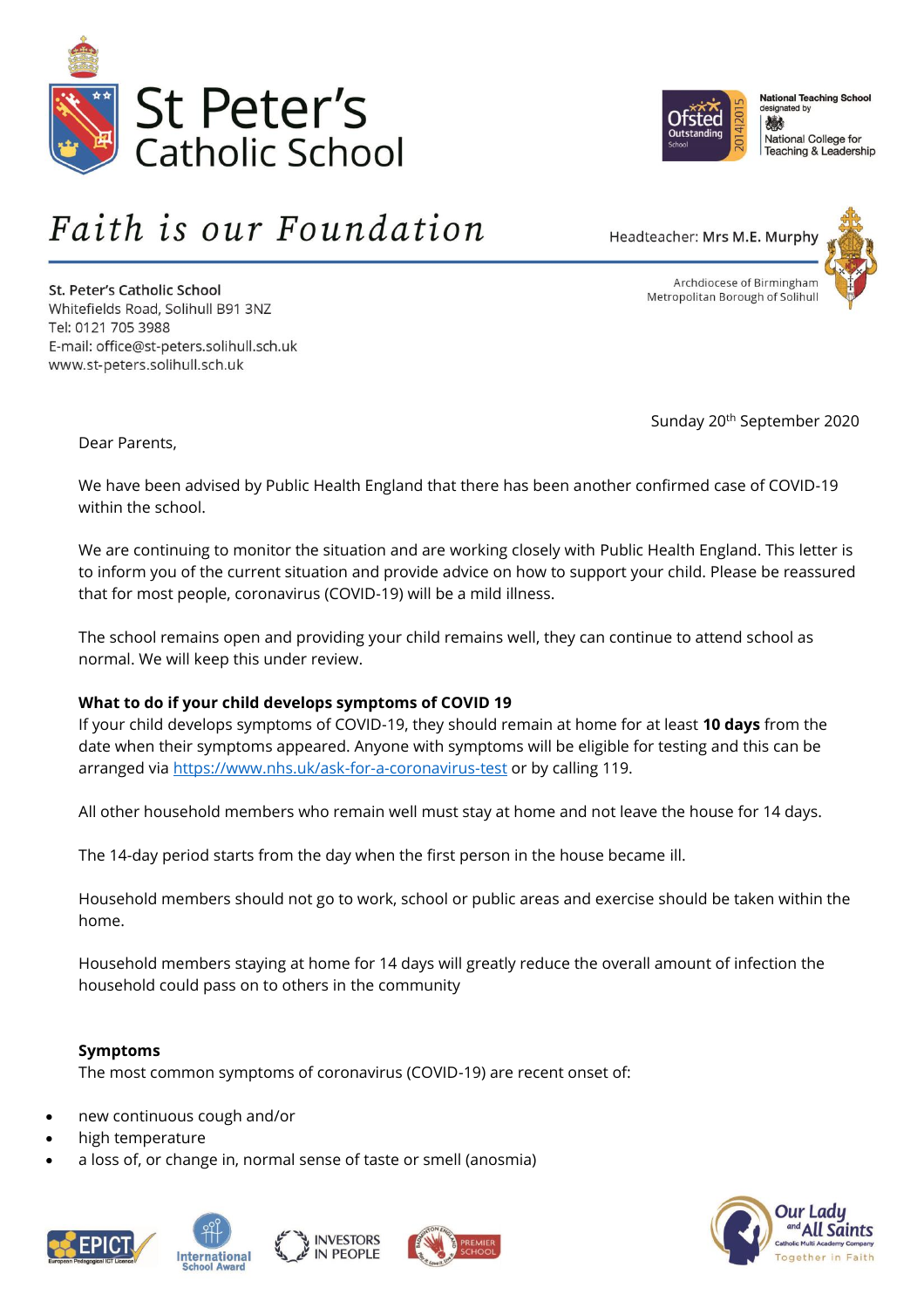# St Peter's Catholic School

*Faith is our Foundation*

Headteacher: Mrs M.E. Murphy

St. Peter's Catholic School
Whitefields Road, Solihull B91 3NZ
Tel: 0121 705 3988
E-mail: office@st-peters.solihull.sch.uk
www.st-peters.solihull.sch.uk

Archdiocese of Birmingham
Metropolitan Borough of Solihull

Sunday 20th September 2020

Dear Parents,

We have been advised by Public Health England that there has been another confirmed case of COVID-19 within the school.

We are continuing to monitor the situation and are working closely with Public Health England. This letter is to inform you of the current situation and provide advice on how to support your child. Please be reassured that for most people, coronavirus (COVID-19) will be a mild illness.

The school remains open and providing your child remains well, they can continue to attend school as normal. We will keep this under review.

**What to do if your child develops symptoms of COVID 19**

If your child develops symptoms of COVID-19, they should remain at home for at least **10 days** from the date when their symptoms appeared. Anyone with symptoms will be eligible for testing and this can be arranged via https://www.nhs.uk/ask-for-a-coronavirus-test or by calling 119.

All other household members who remain well must stay at home and not leave the house for 14 days.

The 14-day period starts from the day when the first person in the house became ill.

Household members should not go to work, school or public areas and exercise should be taken within the home.

Household members staying at home for 14 days will greatly reduce the overall amount of infection the household could pass on to others in the community

**Symptoms**

The most common symptoms of coronavirus (COVID-19) are recent onset of:

- new continuous cough and/or
- high temperature
- a loss of, or change in, normal sense of taste or smell (anosmia)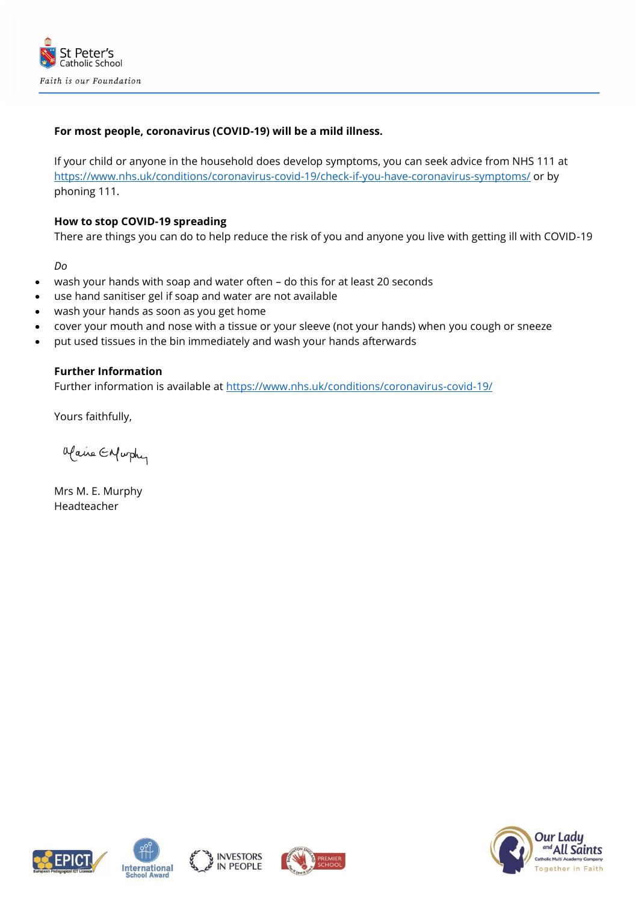**For most people, coronavirus (COVID-19) will be a mild illness.**

If your child or anyone in the household does develop symptoms, you can seek advice from NHS 111 at https://www.nhs.uk/conditions/coronavirus-covid-19/check-if-you-have-coronavirus-symptoms/ or by phoning 111.

**How to stop COVID-19 spreading**

There are things you can do to help reduce the risk of you and anyone you live with getting ill with COVID-19

*Do*

- wash your hands with soap and water often – do this for at least 20 seconds
- use hand sanitiser gel if soap and water are not available
- wash your hands as soon as you get home
- cover your mouth and nose with a tissue or your sleeve (not your hands) when you cough or sneeze
- put used tissues in the bin immediately and wash your hands afterwards

**Further Information**

Further information is available at https://www.nhs.uk/conditions/coronavirus-covid-19/

Yours faithfully,

Mrs M. E. Murphy
Headteacher